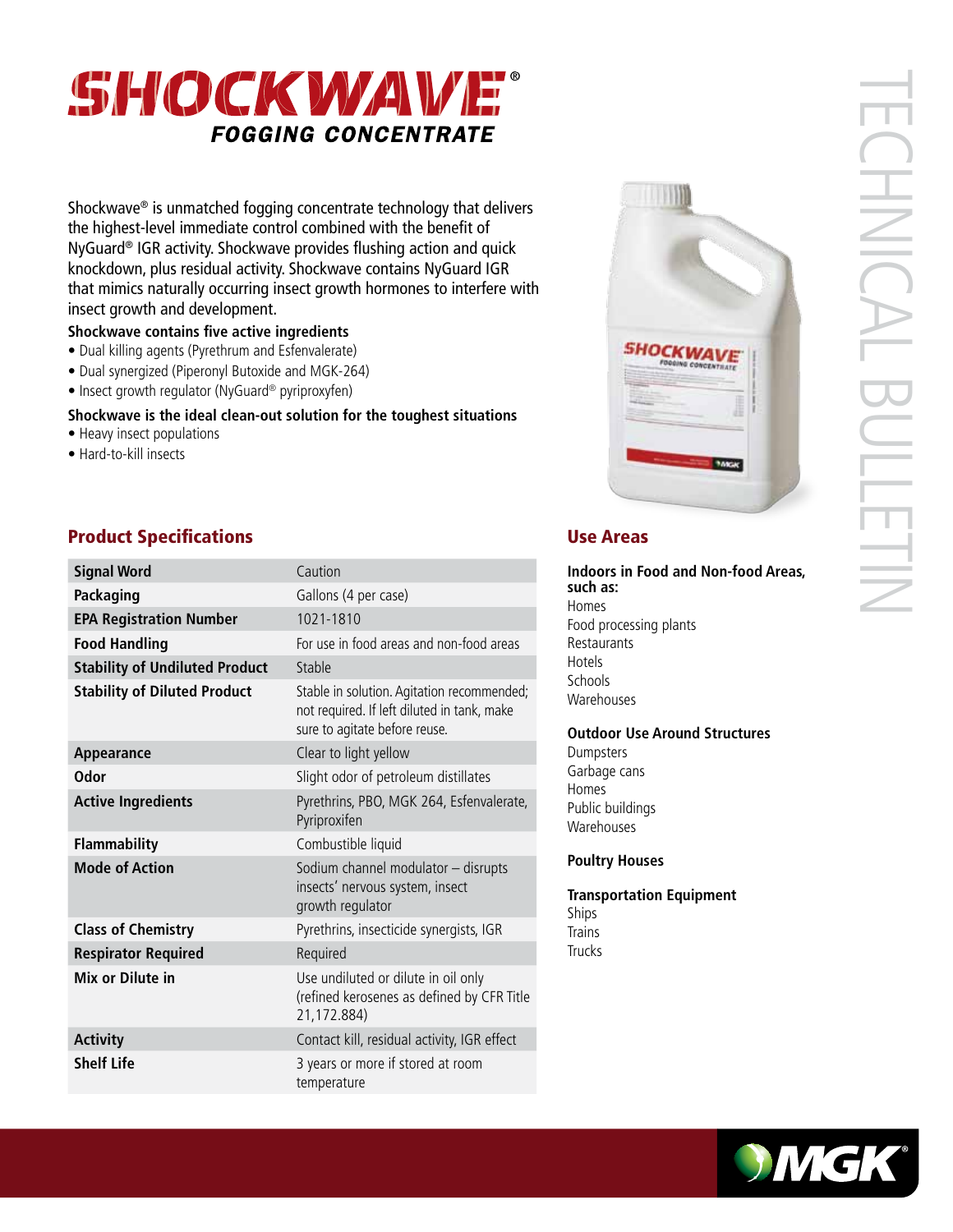# SHOCKWAVE®

## FOGGING CONCENTRATE

TECHNICAL BULLETIN

Shockwave® is unmatched fogging concentrate technology that delivers the highest-level immediate control combined with the benefit of NyGuard® IGR activity. Shockwave provides flushing action and quick knockdown, plus residual activity. Shockwave contains NyGuard IGR that mimics naturally occurring insect growth hormones to interfere with insect growth and development.

**Shockwave contains five active ingredients**

- Dual killing agents (Pyrethrum and Esfenvalerate)
- Dual synergized (Piperonyl Butoxide and MGK-264)
- Insect growth regulator (NyGuard® pyriproxyfen)

**Shockwave is the ideal clean-out solution for the toughest situations**

- Heavy insect populations
- Hard-to-kill insects

## Product Specifications

| | |
|---|---|
| **Signal Word** | Caution |
| **Packaging** | Gallons (4 per case) |
| **EPA Registration Number** | 1021-1810 |
| **Food Handling** | For use in food areas and non-food areas |
| **Stability of Undiluted Product** | Stable |
| **Stability of Diluted Product** | Stable in solution. Agitation recommended; not required. If left diluted in tank, make sure to agitate before reuse. |
| **Appearance** | Clear to light yellow |
| **Odor** | Slight odor of petroleum distillates |
| **Active Ingredients** | Pyrethrins, PBO, MGK 264, Esfenvalerate, Pyriproxifen |
| **Flammability** | Combustible liquid |
| **Mode of Action** | Sodium channel modulator – disrupts insects' nervous system, insect growth regulator |
| **Class of Chemistry** | Pyrethrins, insecticide synergists, IGR |
| **Respirator Required** | Required |
| **Mix or Dilute in** | Use undiluted or dilute in oil only (refined kerosenes as defined by CFR Title 21,172.884) |
| **Activity** | Contact kill, residual activity, IGR effect |
| **Shelf Life** | 3 years or more if stored at room temperature |

## Use Areas

**Indoors in Food and Non-food Areas, such as:**

Homes
Food processing plants
Restaurants
Hotels
Schools
Warehouses

**Outdoor Use Around Structures**

Dumpsters
Garbage cans
Homes
Public buildings
Warehouses

**Poultry Houses**

**Transportation Equipment**

Ships
Trains
Trucks

MGK®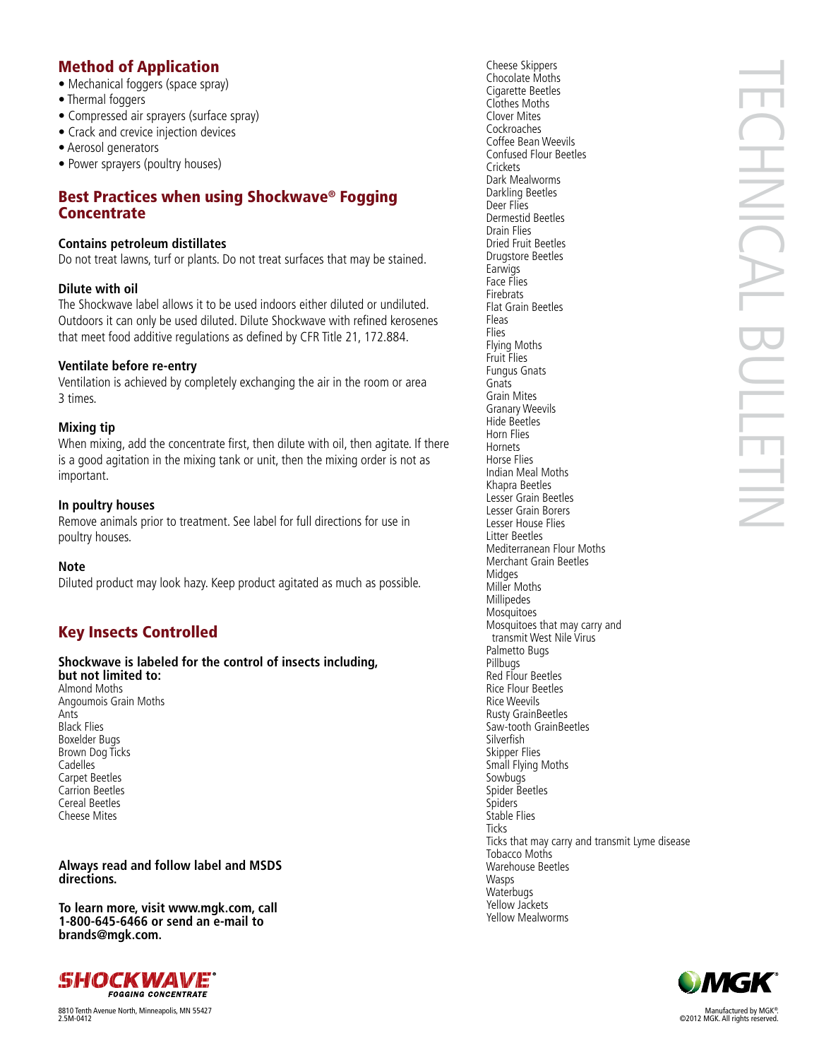## Method of Application

- Mechanical foggers (space spray)
- Thermal foggers
- Compressed air sprayers (surface spray)
- Crack and crevice injection devices
- Aerosol generators
- Power sprayers (poultry houses)

## Best Practices when using Shockwave® Fogging Concentrate

### Contains petroleum distillates

Do not treat lawns, turf or plants. Do not treat surfaces that may be stained.

### Dilute with oil

The Shockwave label allows it to be used indoors either diluted or undiluted. Outdoors it can only be used diluted. Dilute Shockwave with refined kerosenes that meet food additive regulations as defined by CFR Title 21, 172.884.

### Ventilate before re-entry

Ventilation is achieved by completely exchanging the air in the room or area 3 times.

### Mixing tip

When mixing, add the concentrate first, then dilute with oil, then agitate. If there is a good agitation in the mixing tank or unit, then the mixing order is not as important.

### In poultry houses

Remove animals prior to treatment. See label for full directions for use in poultry houses.

### Note

Diluted product may look hazy. Keep product agitated as much as possible.

## Key Insects Controlled

**Shockwave is labeled for the control of insects including, but not limited to:**

Almond Moths
Angoumois Grain Moths
Ants
Black Flies
Boxelder Bugs
Brown Dog Ticks
Cadelles
Carpet Beetles
Carrion Beetles
Cereal Beetles
Cheese Mites
Cheese Skippers
Chocolate Moths
Cigarette Beetles
Clothes Moths
Clover Mites
Cockroaches
Coffee Bean Weevils
Confused Flour Beetles
Crickets
Dark Mealworms
Darkling Beetles
Deer Flies
Dermestid Beetles
Drain Flies
Dried Fruit Beetles
Drugstore Beetles
Earwigs
Face Flies
Firebrats
Flat Grain Beetles
Fleas
Flies
Flying Moths
Fruit Flies
Fungus Gnats
Gnats
Grain Mites
Granary Weevils
Hide Beetles
Horn Flies
Hornets
Horse Flies
Indian Meal Moths
Khapra Beetles
Lesser Grain Beetles
Lesser Grain Borers
Lesser House Flies
Litter Beetles
Mediterranean Flour Moths
Merchant Grain Beetles
Midges
Miller Moths
Millipedes
Mosquitoes
Mosquitoes that may carry and transmit West Nile Virus
Palmetto Bugs
Pillbugs
Red Flour Beetles
Rice Flour Beetles
Rice Weevils
Rusty GrainBeetles
Saw-tooth GrainBeetles
Silverfish
Skipper Flies
Small Flying Moths
Sowbugs
Spider Beetles
Spiders
Stable Flies
Ticks
Ticks that may carry and transmit Lyme disease
Tobacco Moths
Warehouse Beetles
Wasps
Waterbugs
Yellow Jackets
Yellow Mealworms

**Always read and follow label and MSDS directions.**

**To learn more, visit www.mgk.com, call 1-800-645-6466 or send an e-mail to brands@mgk.com.**

SHOCKWAVE® FOGGING CONCENTRATE

8810 Tenth Avenue North, Minneapolis, MN 55427
2.5M-0412

MGK®

Manufactured by MGK®.
©2012 MGK. All rights reserved.